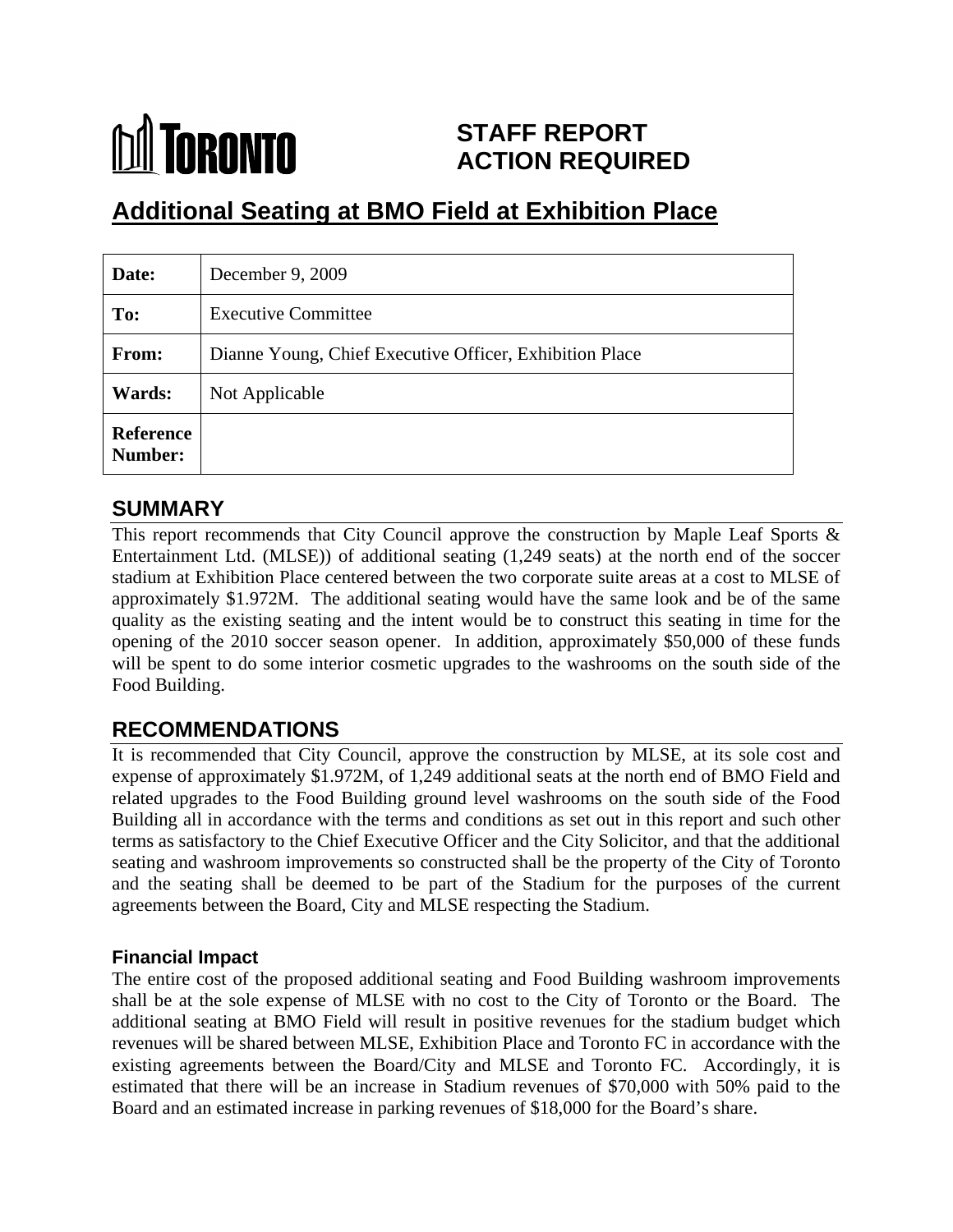**TORONTO**

# STAFF REPORT ACTION REQUIRED

# Additional Seating at BMO Field at Exhibition Place

| **Date:** | December 9, 2009 |
| --- | --- |
| **To:** | Executive Committee |
| **From:** | Dianne Young, Chief Executive Officer, Exhibition Place |
| **Wards:** | Not Applicable |
| **Reference Number:** | |

## SUMMARY

This report recommends that City Council approve the construction by Maple Leaf Sports & Entertainment Ltd. (MLSE)) of additional seating (1,249 seats) at the north end of the soccer stadium at Exhibition Place centered between the two corporate suite areas at a cost to MLSE of approximately $1.972M. The additional seating would have the same look and be of the same quality as the existing seating and the intent would be to construct this seating in time for the opening of the 2010 soccer season opener. In addition, approximately $50,000 of these funds will be spent to do some interior cosmetic upgrades to the washrooms on the south side of the Food Building.

## RECOMMENDATIONS

It is recommended that City Council, approve the construction by MLSE, at its sole cost and expense of approximately $1.972M, of 1,249 additional seats at the north end of BMO Field and related upgrades to the Food Building ground level washrooms on the south side of the Food Building all in accordance with the terms and conditions as set out in this report and such other terms as satisfactory to the Chief Executive Officer and the City Solicitor, and that the additional seating and washroom improvements so constructed shall be the property of the City of Toronto and the seating shall be deemed to be part of the Stadium for the purposes of the current agreements between the Board, City and MLSE respecting the Stadium.

### Financial Impact

The entire cost of the proposed additional seating and Food Building washroom improvements shall be at the sole expense of MLSE with no cost to the City of Toronto or the Board. The additional seating at BMO Field will result in positive revenues for the stadium budget which revenues will be shared between MLSE, Exhibition Place and Toronto FC in accordance with the existing agreements between the Board/City and MLSE and Toronto FC. Accordingly, it is estimated that there will be an increase in Stadium revenues of $70,000 with 50% paid to the Board and an estimated increase in parking revenues of $18,000 for the Board's share.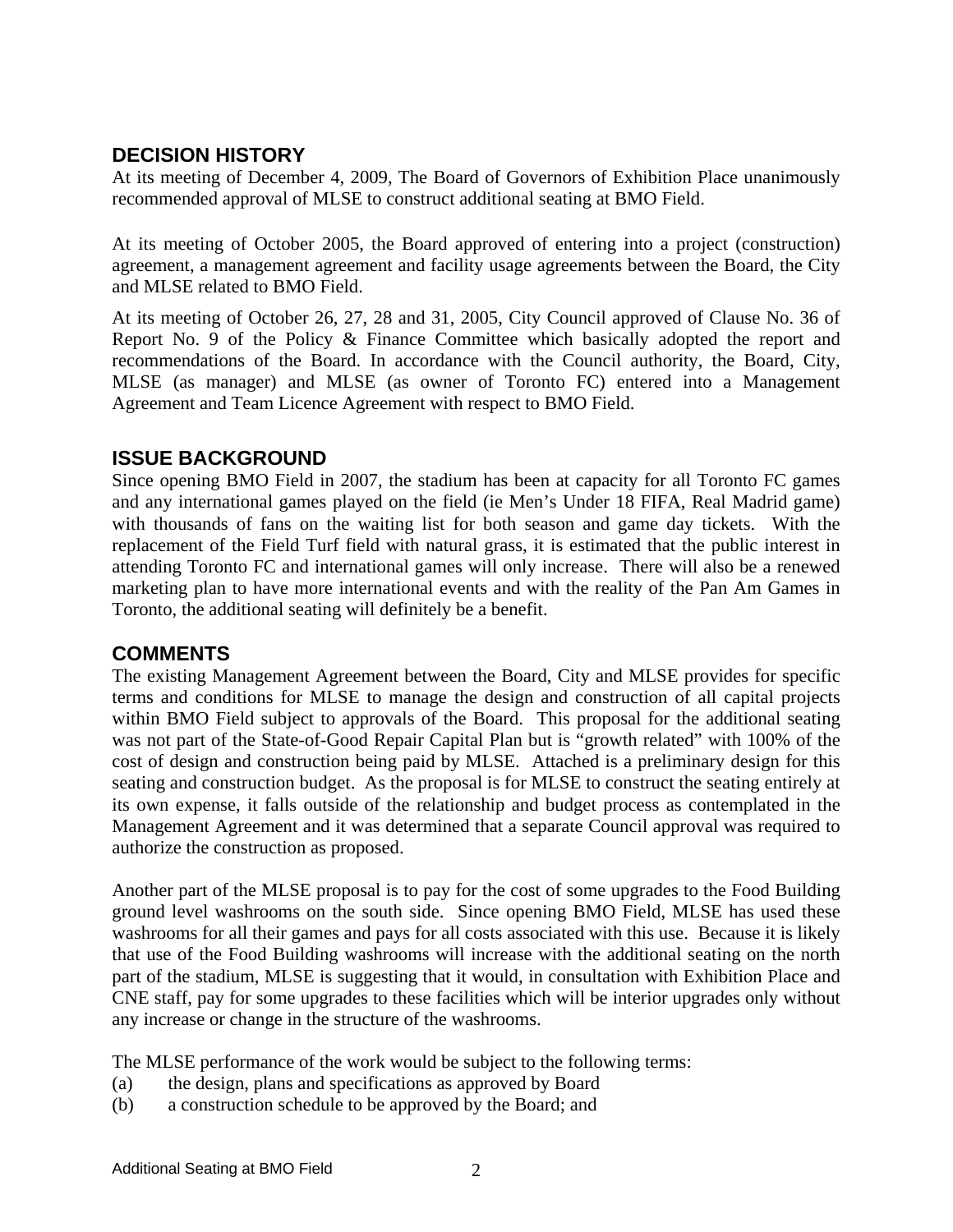## DECISION HISTORY

At its meeting of December 4, 2009, The Board of Governors of Exhibition Place unanimously recommended approval of MLSE to construct additional seating at BMO Field.

At its meeting of October 2005, the Board approved of entering into a project (construction) agreement, a management agreement and facility usage agreements between the Board, the City and MLSE related to BMO Field.

At its meeting of October 26, 27, 28 and 31, 2005, City Council approved of Clause No. 36 of Report No. 9 of the Policy & Finance Committee which basically adopted the report and recommendations of the Board. In accordance with the Council authority, the Board, City, MLSE (as manager) and MLSE (as owner of Toronto FC) entered into a Management Agreement and Team Licence Agreement with respect to BMO Field.

## ISSUE BACKGROUND

Since opening BMO Field in 2007, the stadium has been at capacity for all Toronto FC games and any international games played on the field (ie Men's Under 18 FIFA, Real Madrid game) with thousands of fans on the waiting list for both season and game day tickets. With the replacement of the Field Turf field with natural grass, it is estimated that the public interest in attending Toronto FC and international games will only increase. There will also be a renewed marketing plan to have more international events and with the reality of the Pan Am Games in Toronto, the additional seating will definitely be a benefit.

## COMMENTS

The existing Management Agreement between the Board, City and MLSE provides for specific terms and conditions for MLSE to manage the design and construction of all capital projects within BMO Field subject to approvals of the Board. This proposal for the additional seating was not part of the State-of-Good Repair Capital Plan but is "growth related" with 100% of the cost of design and construction being paid by MLSE. Attached is a preliminary design for this seating and construction budget. As the proposal is for MLSE to construct the seating entirely at its own expense, it falls outside of the relationship and budget process as contemplated in the Management Agreement and it was determined that a separate Council approval was required to authorize the construction as proposed.

Another part of the MLSE proposal is to pay for the cost of some upgrades to the Food Building ground level washrooms on the south side. Since opening BMO Field, MLSE has used these washrooms for all their games and pays for all costs associated with this use. Because it is likely that use of the Food Building washrooms will increase with the additional seating on the north part of the stadium, MLSE is suggesting that it would, in consultation with Exhibition Place and CNE staff, pay for some upgrades to these facilities which will be interior upgrades only without any increase or change in the structure of the washrooms.

The MLSE performance of the work would be subject to the following terms:

(a) the design, plans and specifications as approved by Board

(b) a construction schedule to be approved by the Board; and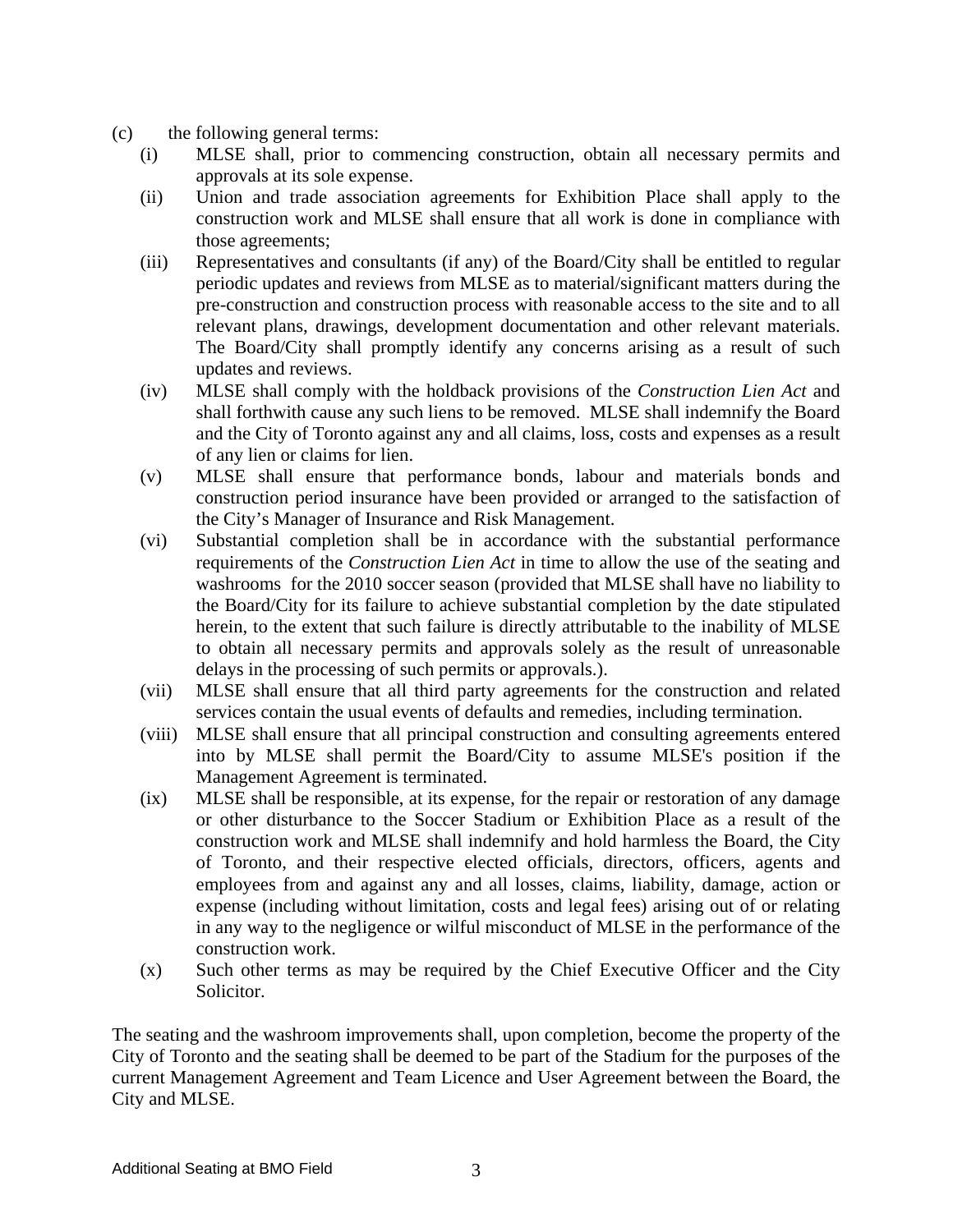(c) the following general terms:

- (i) MLSE shall, prior to commencing construction, obtain all necessary permits and approvals at its sole expense.
- (ii) Union and trade association agreements for Exhibition Place shall apply to the construction work and MLSE shall ensure that all work is done in compliance with those agreements;
- (iii) Representatives and consultants (if any) of the Board/City shall be entitled to regular periodic updates and reviews from MLSE as to material/significant matters during the pre-construction and construction process with reasonable access to the site and to all relevant plans, drawings, development documentation and other relevant materials. The Board/City shall promptly identify any concerns arising as a result of such updates and reviews.
- (iv) MLSE shall comply with the holdback provisions of the *Construction Lien Act* and shall forthwith cause any such liens to be removed. MLSE shall indemnify the Board and the City of Toronto against any and all claims, loss, costs and expenses as a result of any lien or claims for lien.
- (v) MLSE shall ensure that performance bonds, labour and materials bonds and construction period insurance have been provided or arranged to the satisfaction of the City's Manager of Insurance and Risk Management.
- (vi) Substantial completion shall be in accordance with the substantial performance requirements of the *Construction Lien Act* in time to allow the use of the seating and washrooms for the 2010 soccer season (provided that MLSE shall have no liability to the Board/City for its failure to achieve substantial completion by the date stipulated herein, to the extent that such failure is directly attributable to the inability of MLSE to obtain all necessary permits and approvals solely as the result of unreasonable delays in the processing of such permits or approvals.).
- (vii) MLSE shall ensure that all third party agreements for the construction and related services contain the usual events of defaults and remedies, including termination.
- (viii) MLSE shall ensure that all principal construction and consulting agreements entered into by MLSE shall permit the Board/City to assume MLSE's position if the Management Agreement is terminated.
- (ix) MLSE shall be responsible, at its expense, for the repair or restoration of any damage or other disturbance to the Soccer Stadium or Exhibition Place as a result of the construction work and MLSE shall indemnify and hold harmless the Board, the City of Toronto, and their respective elected officials, directors, officers, agents and employees from and against any and all losses, claims, liability, damage, action or expense (including without limitation, costs and legal fees) arising out of or relating in any way to the negligence or wilful misconduct of MLSE in the performance of the construction work.
- (x) Such other terms as may be required by the Chief Executive Officer and the City Solicitor.

The seating and the washroom improvements shall, upon completion, become the property of the City of Toronto and the seating shall be deemed to be part of the Stadium for the purposes of the current Management Agreement and Team Licence and User Agreement between the Board, the City and MLSE.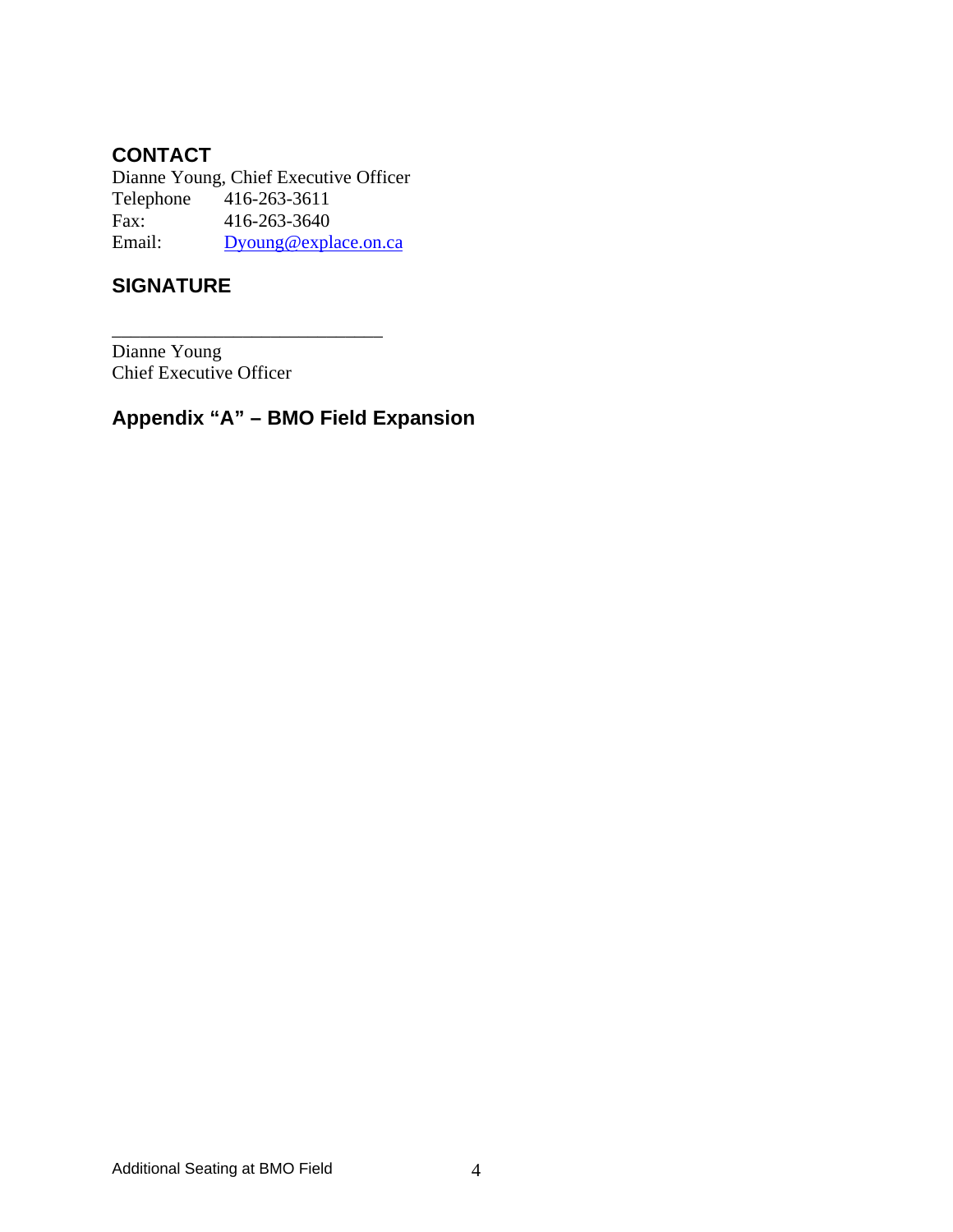## CONTACT

Dianne Young, Chief Executive Officer
Telephone 416-263-3611
Fax: 416-263-3640
Email: Dyoung@explace.on.ca

## SIGNATURE

_____________________________
Dianne Young
Chief Executive Officer

## Appendix "A" – BMO Field Expansion